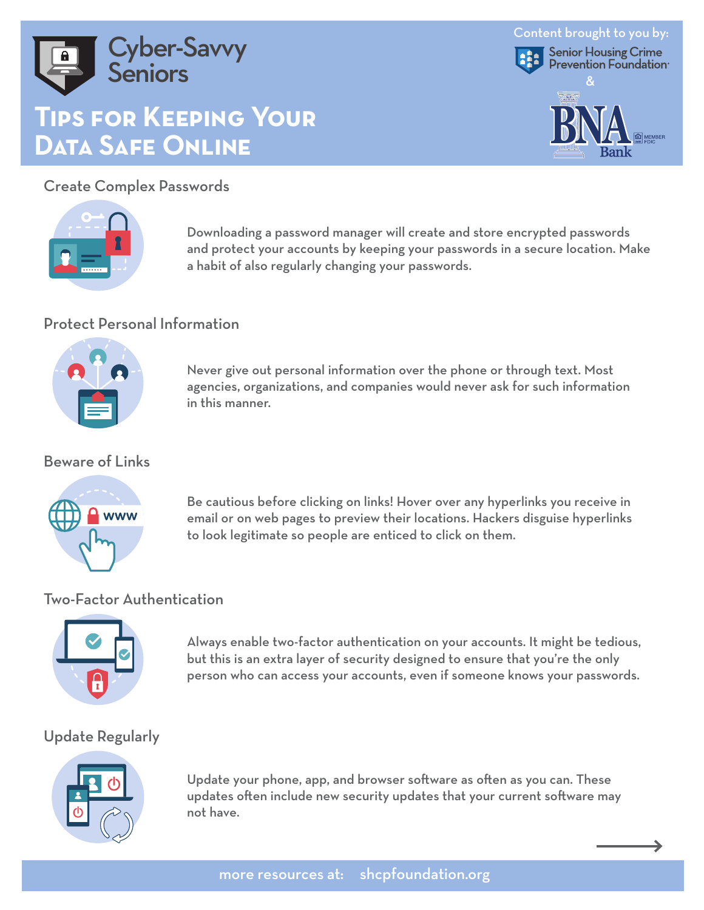# Cyber-Savvy Seniors

## Tips for Keeping Your Data Safe Online

Content brought to you by: Senior Housing Crime Prevention Foundation & BNA Bank MEMBER FDIC

### Create Complex Passwords

Downloading a password manager will create and store encrypted passwords and protect your accounts by keeping your passwords in a secure location. Make a habit of also regularly changing your passwords.

### Protect Personal Information

Never give out personal information over the phone or through text. Most agencies, organizations, and companies would never ask for such information in this manner.

### Beware of Links

Be cautious before clicking on links! Hover over any hyperlinks you receive in email or on web pages to preview their locations. Hackers disguise hyperlinks to look legitimate so people are enticed to click on them.

### Two-Factor Authentication

Always enable two-factor authentication on your accounts. It might be tedious, but this is an extra layer of security designed to ensure that you're the only person who can access your accounts, even if someone knows your passwords.

### Update Regularly

Update your phone, app, and browser software as often as you can. These updates often include new security updates that your current software may not have.

more resources at: shcpfoundation.org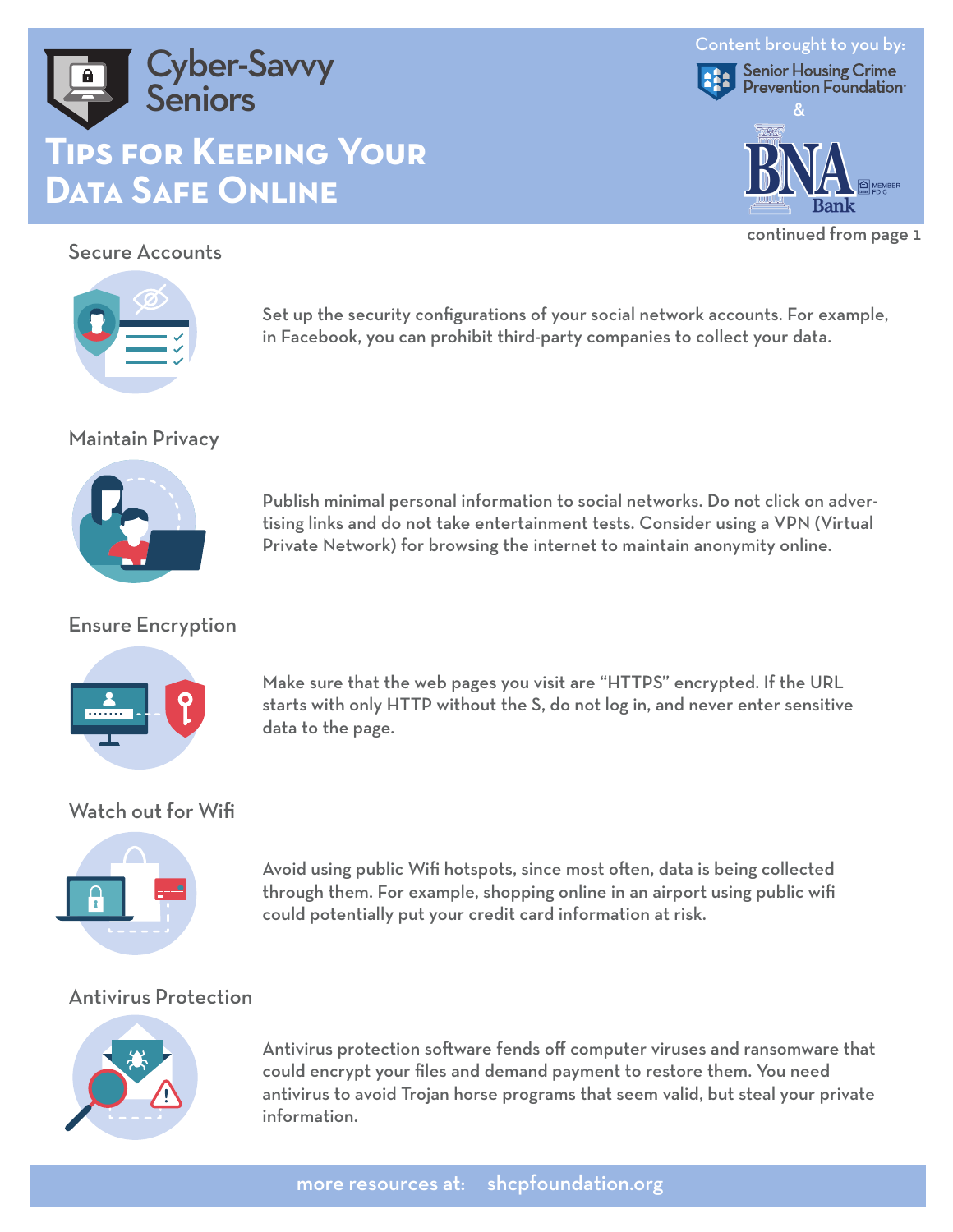# Cyber-Savvy Seniors

## Tips for Keeping Your Data Safe Online

Content brought to you by:
Senior Housing Crime Prevention Foundation
&
BNA Bank

continued from page 1

### Secure Accounts

Set up the security configurations of your social network accounts. For example, in Facebook, you can prohibit third-party companies to collect your data.

### Maintain Privacy

Publish minimal personal information to social networks. Do not click on advertising links and do not take entertainment tests. Consider using a VPN (Virtual Private Network) for browsing the internet to maintain anonymity online.

### Ensure Encryption

Make sure that the web pages you visit are "HTTPS" encrypted. If the URL starts with only HTTP without the S, do not log in, and never enter sensitive data to the page.

### Watch out for Wifi

Avoid using public Wifi hotspots, since most often, data is being collected through them. For example, shopping online in an airport using public wifi could potentially put your credit card information at risk.

### Antivirus Protection

Antivirus protection software fends off computer viruses and ransomware that could encrypt your files and demand payment to restore them. You need antivirus to avoid Trojan horse programs that seem valid, but steal your private information.

more resources at: shcpfoundation.org